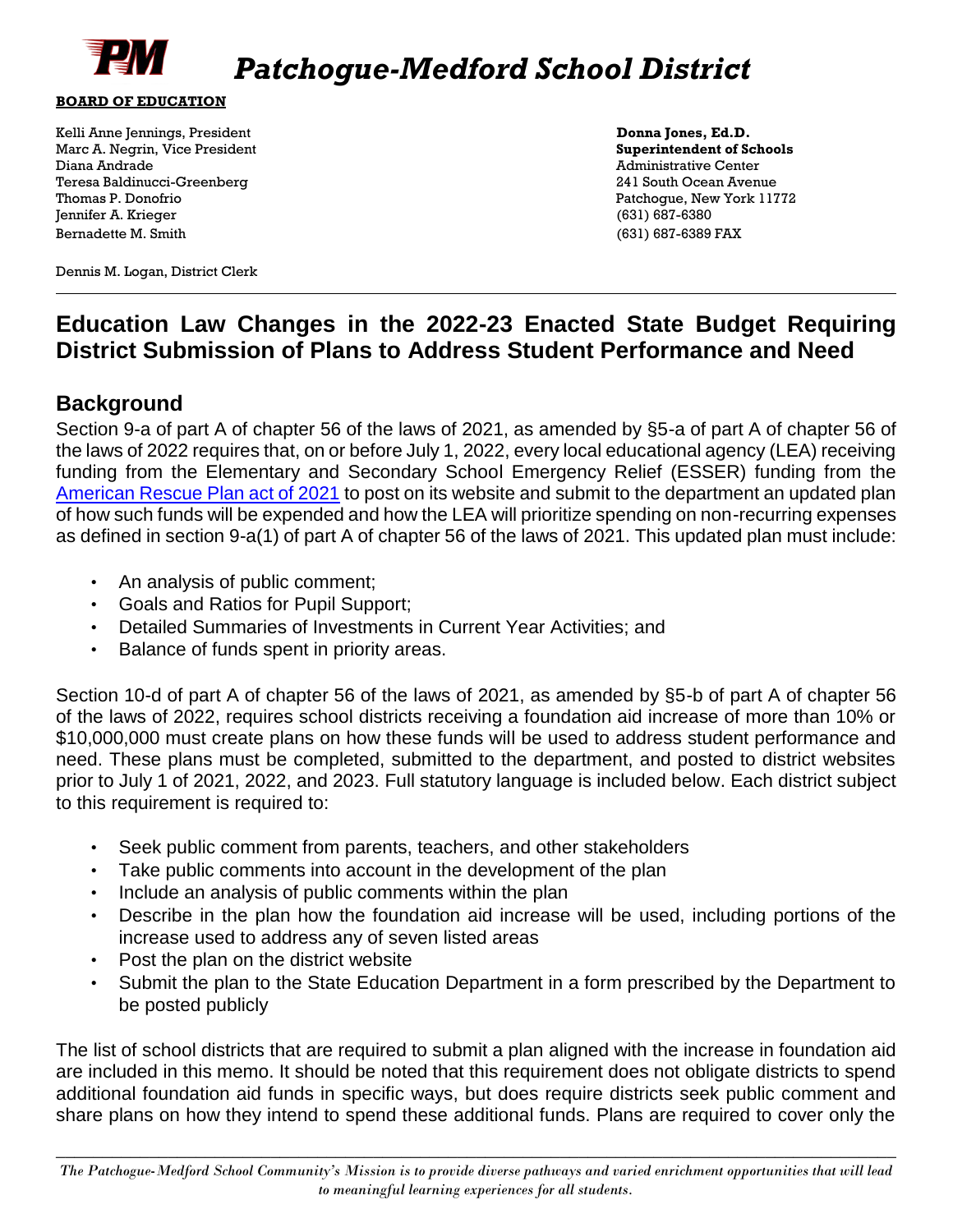# Patchogue-Medford School District

**BOARD OF EDUCATION**

Kelli Anne Jennings, President
Marc A. Negrin, Vice President
Diana Andrade
Teresa Baldinucci-Greenberg
Thomas P. Donofrio
Jennifer A. Krieger
Bernadette M. Smith

Dennis M. Logan, District Clerk

**Donna Jones, Ed.D.**
**Superintendent of Schools**
Administrative Center
241 South Ocean Avenue
Patchogue, New York 11772
(631) 687-6380
(631) 687-6389 FAX

---

## Education Law Changes in the 2022-23 Enacted State Budget Requiring District Submission of Plans to Address Student Performance and Need

### Background

Section 9-a of part A of chapter 56 of the laws of 2021, as amended by §5-a of part A of chapter 56 of the laws of 2022 requires that, on or before July 1, 2022, every local educational agency (LEA) receiving funding from the Elementary and Secondary School Emergency Relief (ESSER) funding from the American Rescue Plan act of 2021 to post on its website and submit to the department an updated plan of how such funds will be expended and how the LEA will prioritize spending on non-recurring expenses as defined in section 9-a(1) of part A of chapter 56 of the laws of 2021. This updated plan must include:

- An analysis of public comment;
- Goals and Ratios for Pupil Support;
- Detailed Summaries of Investments in Current Year Activities; and
- Balance of funds spent in priority areas.

Section 10-d of part A of chapter 56 of the laws of 2021, as amended by §5-b of part A of chapter 56 of the laws of 2022, requires school districts receiving a foundation aid increase of more than 10% or $10,000,000 must create plans on how these funds will be used to address student performance and need. These plans must be completed, submitted to the department, and posted to district websites prior to July 1 of 2021, 2022, and 2023. Full statutory language is included below. Each district subject to this requirement is required to:

- Seek public comment from parents, teachers, and other stakeholders
- Take public comments into account in the development of the plan
- Include an analysis of public comments within the plan
- Describe in the plan how the foundation aid increase will be used, including portions of the increase used to address any of seven listed areas
- Post the plan on the district website
- Submit the plan to the State Education Department in a form prescribed by the Department to be posted publicly

The list of school districts that are required to submit a plan aligned with the increase in foundation aid are included in this memo. It should be noted that this requirement does not obligate districts to spend additional foundation aid funds in specific ways, but does require districts seek public comment and share plans on how they intend to spend these additional funds. Plans are required to cover only the

*The Patchogue-Medford School Community's Mission is to provide diverse pathways and varied enrichment opportunities that will lead to meaningful learning experiences for all students.*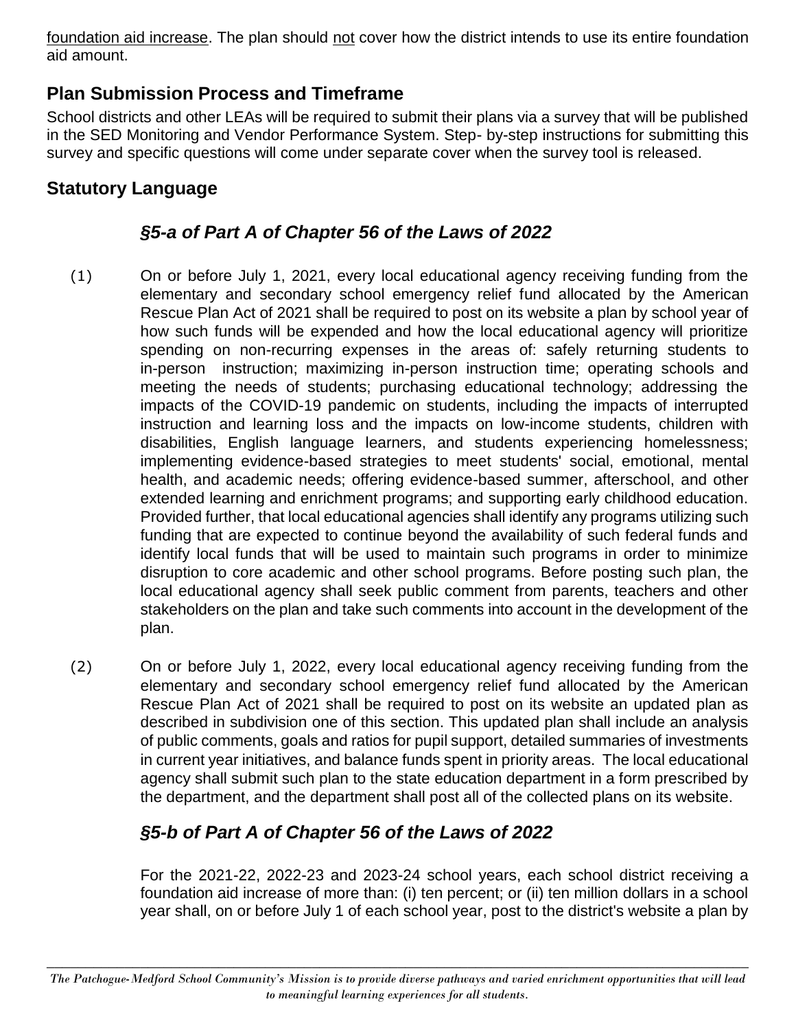foundation aid increase. The plan should not cover how the district intends to use its entire foundation aid amount.

## Plan Submission Process and Timeframe

School districts and other LEAs will be required to submit their plans via a survey that will be published in the SED Monitoring and Vendor Performance System. Step- by-step instructions for submitting this survey and specific questions will come under separate cover when the survey tool is released.

## Statutory Language

### *§5-a of Part A of Chapter 56 of the Laws of 2022*

(1) On or before July 1, 2021, every local educational agency receiving funding from the elementary and secondary school emergency relief fund allocated by the American Rescue Plan Act of 2021 shall be required to post on its website a plan by school year of how such funds will be expended and how the local educational agency will prioritize spending on non-recurring expenses in the areas of: safely returning students to in-person instruction; maximizing in-person instruction time; operating schools and meeting the needs of students; purchasing educational technology; addressing the impacts of the COVID-19 pandemic on students, including the impacts of interrupted instruction and learning loss and the impacts on low-income students, children with disabilities, English language learners, and students experiencing homelessness; implementing evidence-based strategies to meet students' social, emotional, mental health, and academic needs; offering evidence-based summer, afterschool, and other extended learning and enrichment programs; and supporting early childhood education. Provided further, that local educational agencies shall identify any programs utilizing such funding that are expected to continue beyond the availability of such federal funds and identify local funds that will be used to maintain such programs in order to minimize disruption to core academic and other school programs. Before posting such plan, the local educational agency shall seek public comment from parents, teachers and other stakeholders on the plan and take such comments into account in the development of the plan.

(2) On or before July 1, 2022, every local educational agency receiving funding from the elementary and secondary school emergency relief fund allocated by the American Rescue Plan Act of 2021 shall be required to post on its website an updated plan as described in subdivision one of this section. This updated plan shall include an analysis of public comments, goals and ratios for pupil support, detailed summaries of investments in current year initiatives, and balance funds spent in priority areas. The local educational agency shall submit such plan to the state education department in a form prescribed by the department, and the department shall post all of the collected plans on its website.

### *§5-b of Part A of Chapter 56 of the Laws of 2022*

For the 2021-22, 2022-23 and 2023-24 school years, each school district receiving a foundation aid increase of more than: (i) ten percent; or (ii) ten million dollars in a school year shall, on or before July 1 of each school year, post to the district's website a plan by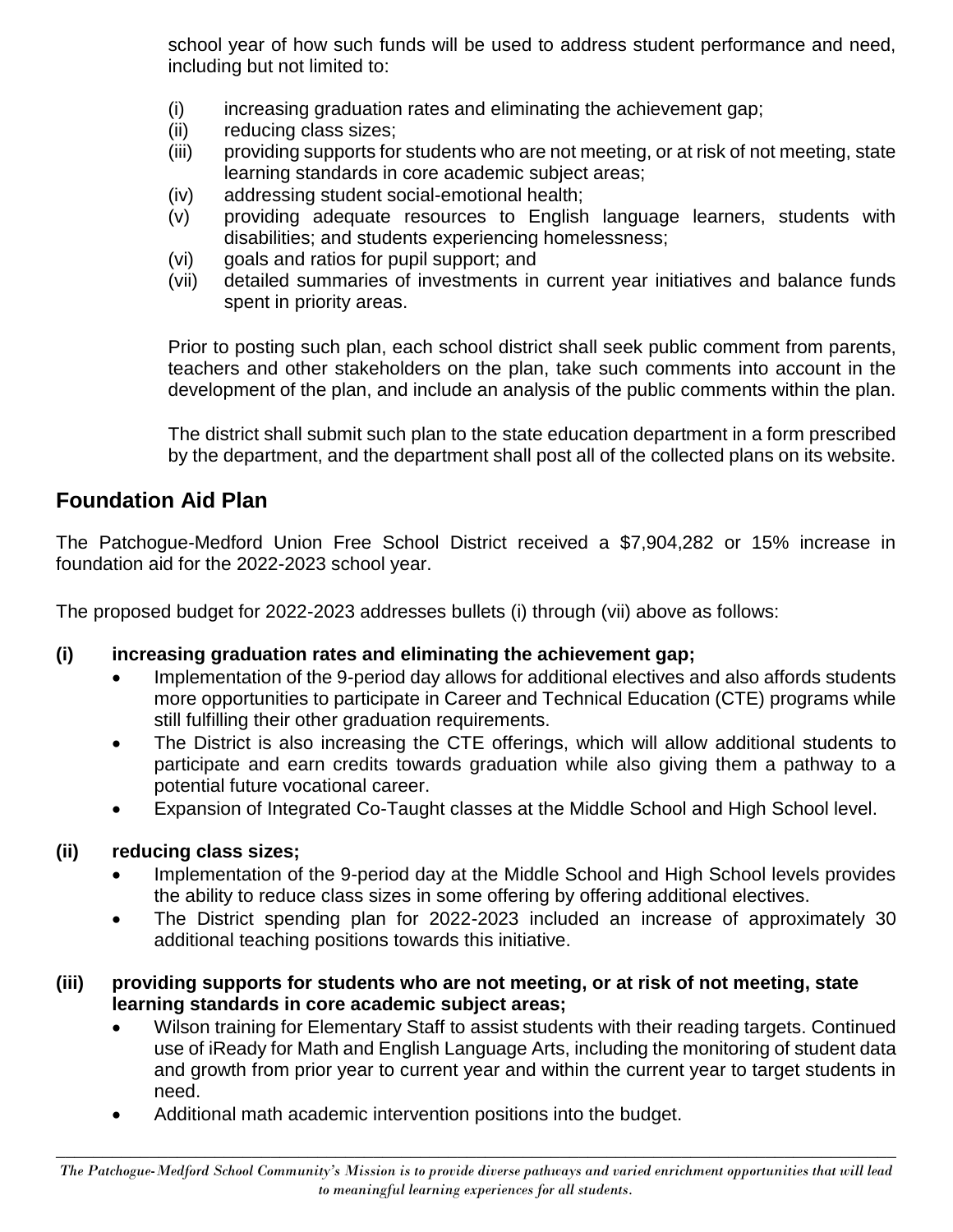school year of how such funds will be used to address student performance and need, including but not limited to:

(i) increasing graduation rates and eliminating the achievement gap;
(ii) reducing class sizes;
(iii) providing supports for students who are not meeting, or at risk of not meeting, state learning standards in core academic subject areas;
(iv) addressing student social-emotional health;
(v) providing adequate resources to English language learners, students with disabilities; and students experiencing homelessness;
(vi) goals and ratios for pupil support; and
(vii) detailed summaries of investments in current year initiatives and balance funds spent in priority areas.

Prior to posting such plan, each school district shall seek public comment from parents, teachers and other stakeholders on the plan, take such comments into account in the development of the plan, and include an analysis of the public comments within the plan.

The district shall submit such plan to the state education department in a form prescribed by the department, and the department shall post all of the collected plans on its website.

## Foundation Aid Plan

The Patchogue-Medford Union Free School District received a $7,904,282 or 15% increase in foundation aid for the 2022-2023 school year.

The proposed budget for 2022-2023 addresses bullets (i) through (vii) above as follows:

**(i) increasing graduation rates and eliminating the achievement gap;**

- Implementation of the 9-period day allows for additional electives and also affords students more opportunities to participate in Career and Technical Education (CTE) programs while still fulfilling their other graduation requirements.
- The District is also increasing the CTE offerings, which will allow additional students to participate and earn credits towards graduation while also giving them a pathway to a potential future vocational career.
- Expansion of Integrated Co-Taught classes at the Middle School and High School level.

**(ii) reducing class sizes;**

- Implementation of the 9-period day at the Middle School and High School levels provides the ability to reduce class sizes in some offering by offering additional electives.
- The District spending plan for 2022-2023 included an increase of approximately 30 additional teaching positions towards this initiative.

**(iii) providing supports for students who are not meeting, or at risk of not meeting, state learning standards in core academic subject areas;**

- Wilson training for Elementary Staff to assist students with their reading targets. Continued use of iReady for Math and English Language Arts, including the monitoring of student data and growth from prior year to current year and within the current year to target students in need.
- Additional math academic intervention positions into the budget.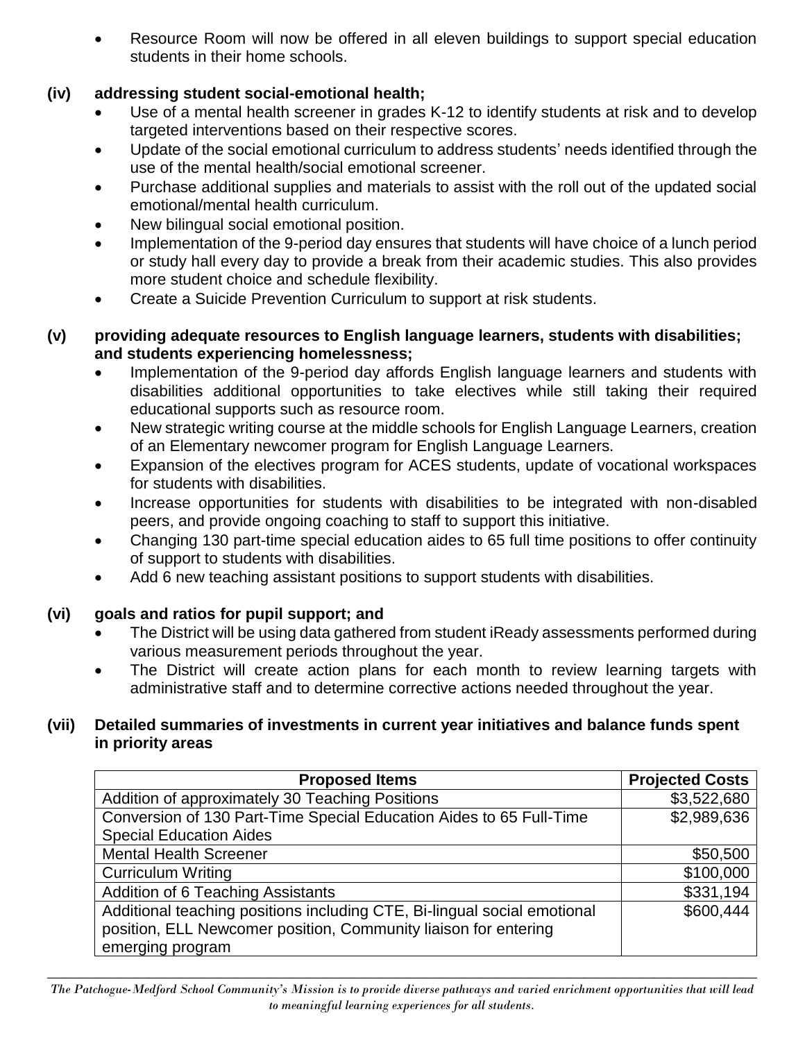- Resource Room will now be offered in all eleven buildings to support special education students in their home schools.

**(iv) addressing student social-emotional health;**

- Use of a mental health screener in grades K-12 to identify students at risk and to develop targeted interventions based on their respective scores.
- Update of the social emotional curriculum to address students' needs identified through the use of the mental health/social emotional screener.
- Purchase additional supplies and materials to assist with the roll out of the updated social emotional/mental health curriculum.
- New bilingual social emotional position.
- Implementation of the 9-period day ensures that students will have choice of a lunch period or study hall every day to provide a break from their academic studies. This also provides more student choice and schedule flexibility.
- Create a Suicide Prevention Curriculum to support at risk students.

**(v) providing adequate resources to English language learners, students with disabilities; and students experiencing homelessness;**

- Implementation of the 9-period day affords English language learners and students with disabilities additional opportunities to take electives while still taking their required educational supports such as resource room.
- New strategic writing course at the middle schools for English Language Learners, creation of an Elementary newcomer program for English Language Learners.
- Expansion of the electives program for ACES students, update of vocational workspaces for students with disabilities.
- Increase opportunities for students with disabilities to be integrated with non-disabled peers, and provide ongoing coaching to staff to support this initiative.
- Changing 130 part-time special education aides to 65 full time positions to offer continuity of support to students with disabilities.
- Add 6 new teaching assistant positions to support students with disabilities.

**(vi) goals and ratios for pupil support; and**

- The District will be using data gathered from student iReady assessments performed during various measurement periods throughout the year.
- The District will create action plans for each month to review learning targets with administrative staff and to determine corrective actions needed throughout the year.

**(vii) Detailed summaries of investments in current year initiatives and balance funds spent in priority areas**

| Proposed Items | Projected Costs |
|---|---|
| Addition of approximately 30 Teaching Positions | $3,522,680 |
| Conversion of 130 Part-Time Special Education Aides to 65 Full-Time Special Education Aides | $2,989,636 |
| Mental Health Screener | $50,500 |
| Curriculum Writing | $100,000 |
| Addition of 6 Teaching Assistants | $331,194 |
| Additional teaching positions including CTE, Bi-lingual social emotional position, ELL Newcomer position, Community liaison for entering emerging program | $600,444 |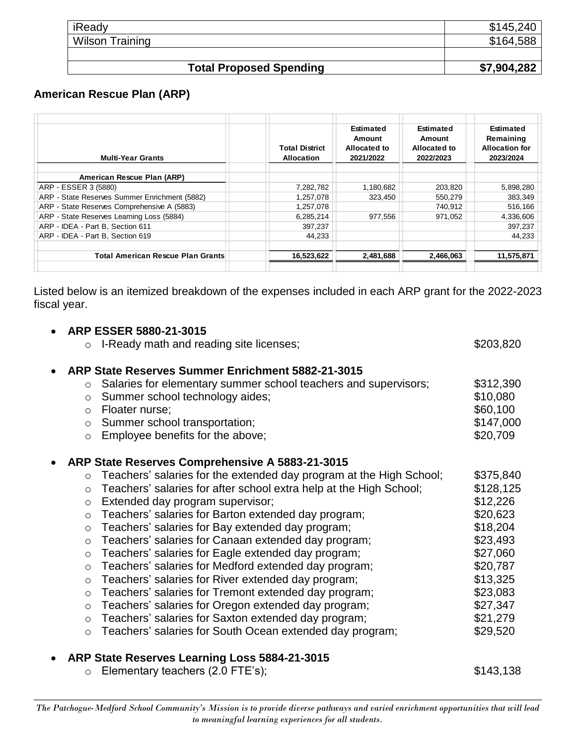| | |
|---|---|
| iReady | $145,240 |
| Wilson Training | $164,588 |
| | |
| **Total Proposed Spending** | **$7,904,282** |

**American Rescue Plan (ARP)**

| Multi-Year Grants | Total District Allocation | Estimated Amount Allocated to 2021/2022 | Estimated Amount Allocated to 2022/2023 | Estimated Remaining Allocation for 2023/2024 |
|---|---|---|---|---|
| **American Rescue Plan (ARP)** | | | | |
| ARP - ESSER 3 (5880) | 7,282,782 | 1,180,682 | 203,820 | 5,898,280 |
| ARP - State Reserves Summer Enrichment (5882) | 1,257,078 | 323,450 | 550,279 | 383,349 |
| ARP - State Reserves Comprehensive A (5883) | 1,257,078 | | 740,912 | 516,166 |
| ARP - State Reserves Learning Loss (5884) | 6,285,214 | 977,556 | 971,052 | 4,336,606 |
| ARP - IDEA - Part B, Section 611 | 397,237 | | | 397,237 |
| ARP - IDEA - Part B, Section 619 | 44,233 | | | 44,233 |
| **Total American Rescue Plan Grants** | **16,523,622** | **2,481,688** | **2,466,063** | **11,575,871** |

Listed below is an itemized breakdown of the expenses included in each ARP grant for the 2022-2023 fiscal year.

- **ARP ESSER 5880-21-3015**
  - I-Ready math and reading site licenses; $203,820

- **ARP State Reserves Summer Enrichment 5882-21-3015**
  - Salaries for elementary summer school teachers and supervisors; $312,390
  - Summer school technology aides; $10,080
  - Floater nurse; $60,100
  - Summer school transportation; $147,000
  - Employee benefits for the above; $20,709

- **ARP State Reserves Comprehensive A 5883-21-3015**
  - Teachers' salaries for the extended day program at the High School; $375,840
  - Teachers' salaries for after school extra help at the High School; $128,125
  - Extended day program supervisor; $12,226
  - Teachers' salaries for Barton extended day program; $20,623
  - Teachers' salaries for Bay extended day program; $18,204
  - Teachers' salaries for Canaan extended day program; $23,493
  - Teachers' salaries for Eagle extended day program; $27,060
  - Teachers' salaries for Medford extended day program; $20,787
  - Teachers' salaries for River extended day program; $13,325
  - Teachers' salaries for Tremont extended day program; $23,083
  - Teachers' salaries for Oregon extended day program; $27,347
  - Teachers' salaries for Saxton extended day program; $21,279
  - Teachers' salaries for South Ocean extended day program; $29,520

- **ARP State Reserves Learning Loss 5884-21-3015**
  - Elementary teachers (2.0 FTE's); $143,138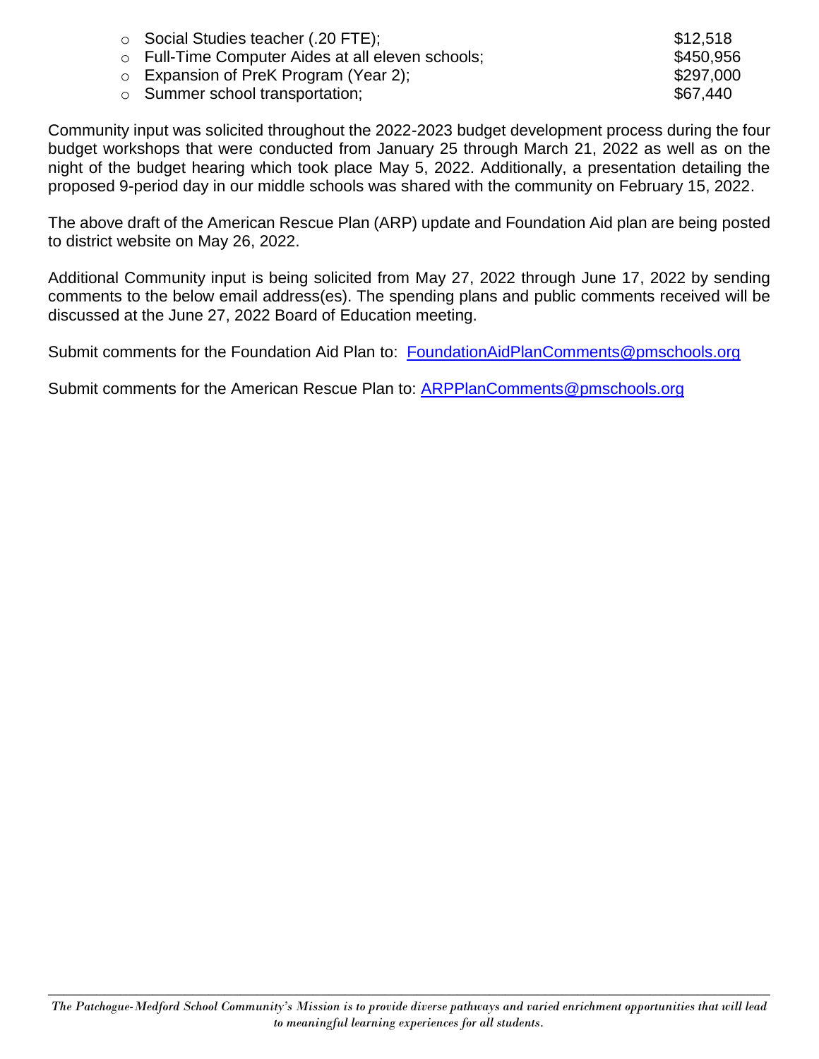- Social Studies teacher (.20 FTE); $12,518
- Full-Time Computer Aides at all eleven schools; $450,956
- Expansion of PreK Program (Year 2); $297,000
- Summer school transportation; $67,440

Community input was solicited throughout the 2022-2023 budget development process during the four budget workshops that were conducted from January 25 through March 21, 2022 as well as on the night of the budget hearing which took place May 5, 2022. Additionally, a presentation detailing the proposed 9-period day in our middle schools was shared with the community on February 15, 2022.

The above draft of the American Rescue Plan (ARP) update and Foundation Aid plan are being posted to district website on May 26, 2022.

Additional Community input is being solicited from May 27, 2022 through June 17, 2022 by sending comments to the below email address(es). The spending plans and public comments received will be discussed at the June 27, 2022 Board of Education meeting.

Submit comments for the Foundation Aid Plan to: FoundationAidPlanComments@pmschools.org

Submit comments for the American Rescue Plan to: ARPPlanComments@pmschools.org

*The Patchogue-Medford School Community's Mission is to provide diverse pathways and varied enrichment opportunities that will lead to meaningful learning experiences for all students.*